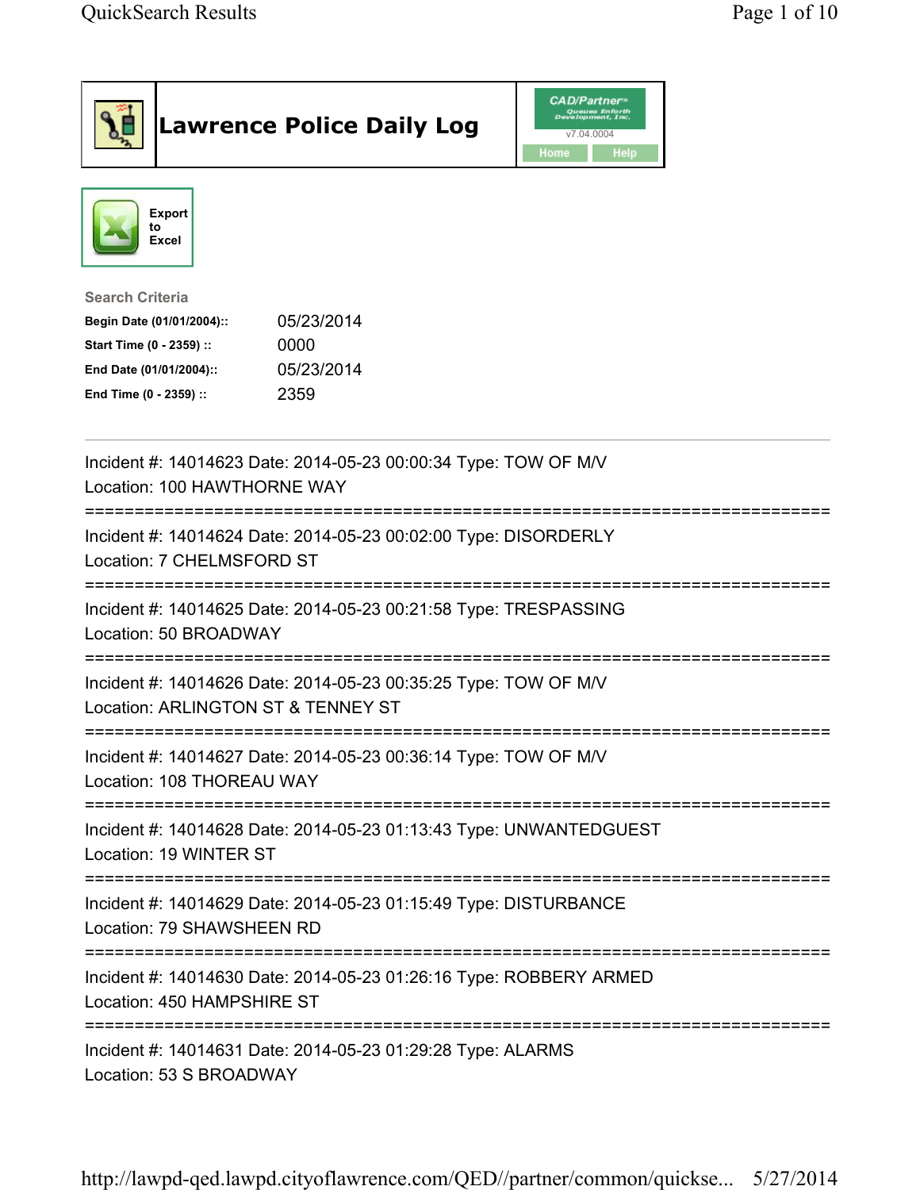# Lawrence Police Daily Log

CAD/Partner™ v7.04.0004

Home | Help

Export to Excel

**Search Criteria**

| | |
|---|---|
| **Begin Date (01/01/2004)::** | 05/23/2014 |
| **Start Time (0 - 2359) ::** | 0000 |
| **End Date (01/01/2004)::** | 05/23/2014 |
| **End Time (0 - 2359) ::** | 2359 |

---

Incident #: 14014623 Date: 2014-05-23 00:00:34 Type: TOW OF M/V
Location: 100 HAWTHORNE WAY

===========================================================================

Incident #: 14014624 Date: 2014-05-23 00:02:00 Type: DISORDERLY
Location: 7 CHELMSFORD ST

===========================================================================

Incident #: 14014625 Date: 2014-05-23 00:21:58 Type: TRESPASSING
Location: 50 BROADWAY

===========================================================================

Incident #: 14014626 Date: 2014-05-23 00:35:25 Type: TOW OF M/V
Location: ARLINGTON ST & TENNEY ST

===========================================================================

Incident #: 14014627 Date: 2014-05-23 00:36:14 Type: TOW OF M/V
Location: 108 THOREAU WAY

===========================================================================

Incident #: 14014628 Date: 2014-05-23 01:13:43 Type: UNWANTEDGUEST
Location: 19 WINTER ST

===========================================================================

Incident #: 14014629 Date: 2014-05-23 01:15:49 Type: DISTURBANCE
Location: 79 SHAWSHEEN RD

===========================================================================

Incident #: 14014630 Date: 2014-05-23 01:26:16 Type: ROBBERY ARMED
Location: 450 HAMPSHIRE ST

===========================================================================

Incident #: 14014631 Date: 2014-05-23 01:29:28 Type: ALARMS
Location: 53 S BROADWAY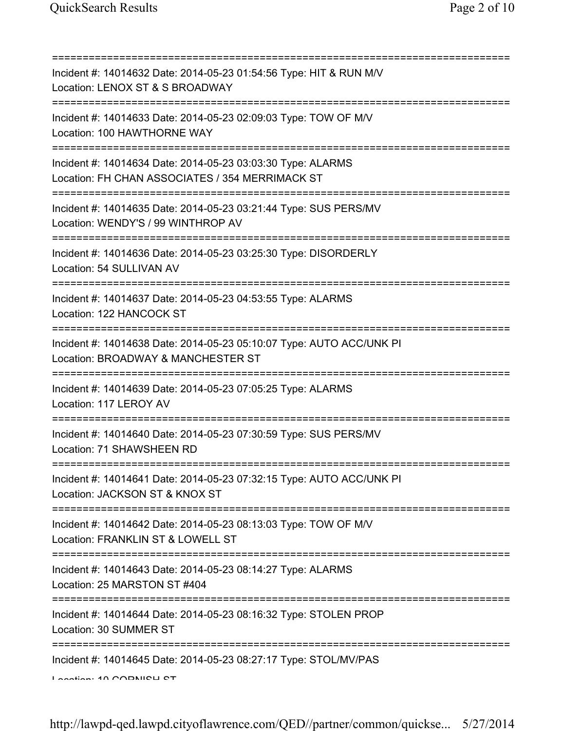===========================================================================

Incident #: 14014632 Date: 2014-05-23 01:54:56 Type: HIT & RUN M/V
Location: LENOX ST & S BROADWAY

===========================================================================

Incident #: 14014633 Date: 2014-05-23 02:09:03 Type: TOW OF M/V
Location: 100 HAWTHORNE WAY

===========================================================================

Incident #: 14014634 Date: 2014-05-23 03:03:30 Type: ALARMS
Location: FH CHAN ASSOCIATES / 354 MERRIMACK ST

===========================================================================

Incident #: 14014635 Date: 2014-05-23 03:21:44 Type: SUS PERS/MV
Location: WENDY'S / 99 WINTHROP AV

===========================================================================

Incident #: 14014636 Date: 2014-05-23 03:25:30 Type: DISORDERLY
Location: 54 SULLIVAN AV

===========================================================================

Incident #: 14014637 Date: 2014-05-23 04:53:55 Type: ALARMS
Location: 122 HANCOCK ST

===========================================================================

Incident #: 14014638 Date: 2014-05-23 05:10:07 Type: AUTO ACC/UNK PI
Location: BROADWAY & MANCHESTER ST

===========================================================================

Incident #: 14014639 Date: 2014-05-23 07:05:25 Type: ALARMS
Location: 117 LEROY AV

===========================================================================

Incident #: 14014640 Date: 2014-05-23 07:30:59 Type: SUS PERS/MV
Location: 71 SHAWSHEEN RD

===========================================================================

Incident #: 14014641 Date: 2014-05-23 07:32:15 Type: AUTO ACC/UNK PI
Location: JACKSON ST & KNOX ST

===========================================================================

Incident #: 14014642 Date: 2014-05-23 08:13:03 Type: TOW OF M/V
Location: FRANKLIN ST & LOWELL ST

===========================================================================

Incident #: 14014643 Date: 2014-05-23 08:14:27 Type: ALARMS
Location: 25 MARSTON ST #404

===========================================================================

Incident #: 14014644 Date: 2014-05-23 08:16:32 Type: STOLEN PROP
Location: 30 SUMMER ST

===========================================================================

Incident #: 14014645 Date: 2014-05-23 08:27:17 Type: STOL/MV/PAS
Location: 10 CORNISH ST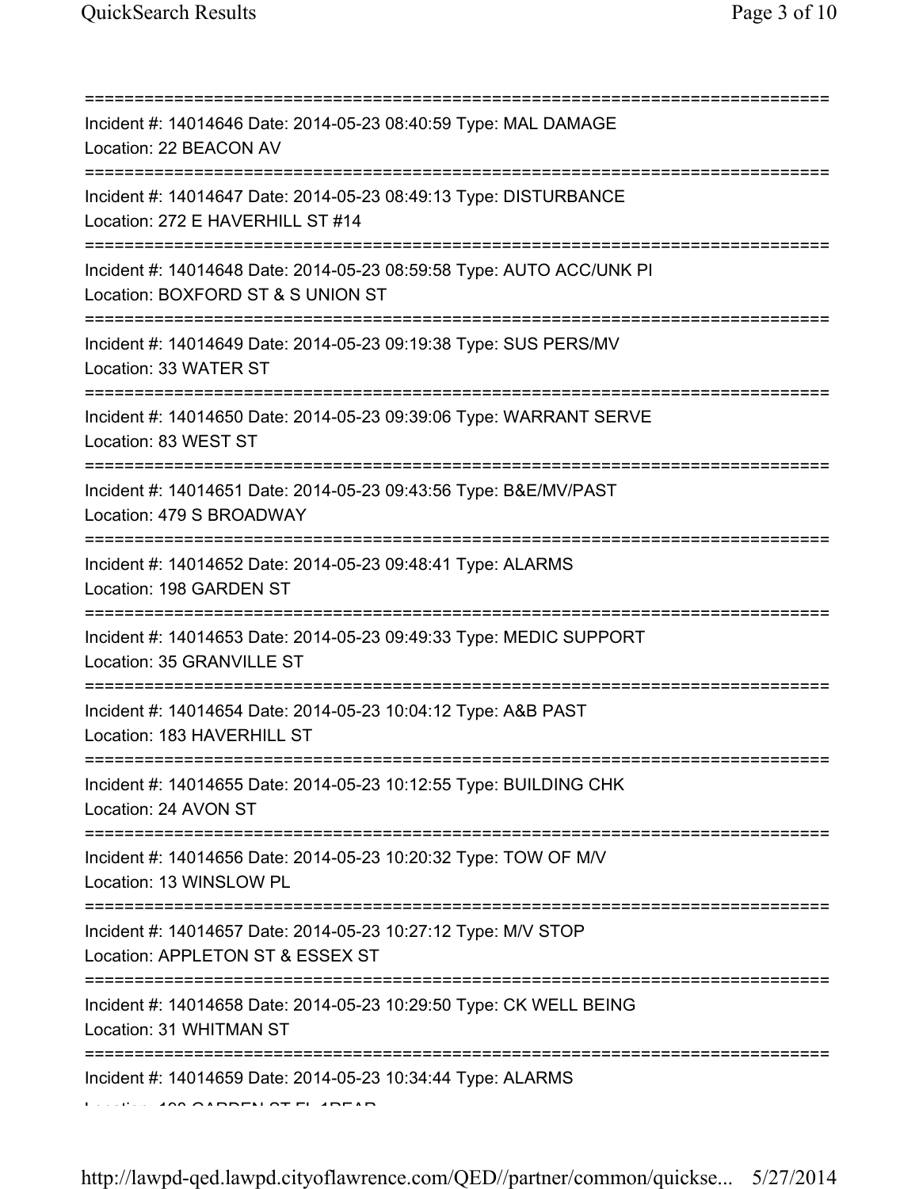===========================================================================
Incident #: 14014646 Date: 2014-05-23 08:40:59 Type: MAL DAMAGE
Location: 22 BEACON AV
===========================================================================
Incident #: 14014647 Date: 2014-05-23 08:49:13 Type: DISTURBANCE
Location: 272 E HAVERHILL ST #14
===========================================================================
Incident #: 14014648 Date: 2014-05-23 08:59:58 Type: AUTO ACC/UNK PI
Location: BOXFORD ST & S UNION ST
===========================================================================
Incident #: 14014649 Date: 2014-05-23 09:19:38 Type: SUS PERS/MV
Location: 33 WATER ST
===========================================================================
Incident #: 14014650 Date: 2014-05-23 09:39:06 Type: WARRANT SERVE
Location: 83 WEST ST
===========================================================================
Incident #: 14014651 Date: 2014-05-23 09:43:56 Type: B&E/MV/PAST
Location: 479 S BROADWAY
===========================================================================
Incident #: 14014652 Date: 2014-05-23 09:48:41 Type: ALARMS
Location: 198 GARDEN ST
===========================================================================
Incident #: 14014653 Date: 2014-05-23 09:49:33 Type: MEDIC SUPPORT
Location: 35 GRANVILLE ST
===========================================================================
Incident #: 14014654 Date: 2014-05-23 10:04:12 Type: A&B PAST
Location: 183 HAVERHILL ST
===========================================================================
Incident #: 14014655 Date: 2014-05-23 10:12:55 Type: BUILDING CHK
Location: 24 AVON ST
===========================================================================
Incident #: 14014656 Date: 2014-05-23 10:20:32 Type: TOW OF M/V
Location: 13 WINSLOW PL
===========================================================================
Incident #: 14014657 Date: 2014-05-23 10:27:12 Type: M/V STOP
Location: APPLETON ST & ESSEX ST
===========================================================================
Incident #: 14014658 Date: 2014-05-23 10:29:50 Type: CK WELL BEING
Location: 31 WHITMAN ST
===========================================================================
Incident #: 14014659 Date: 2014-05-23 10:34:44 Type: ALARMS
Location: 198 GARDEN ST FL 1REAR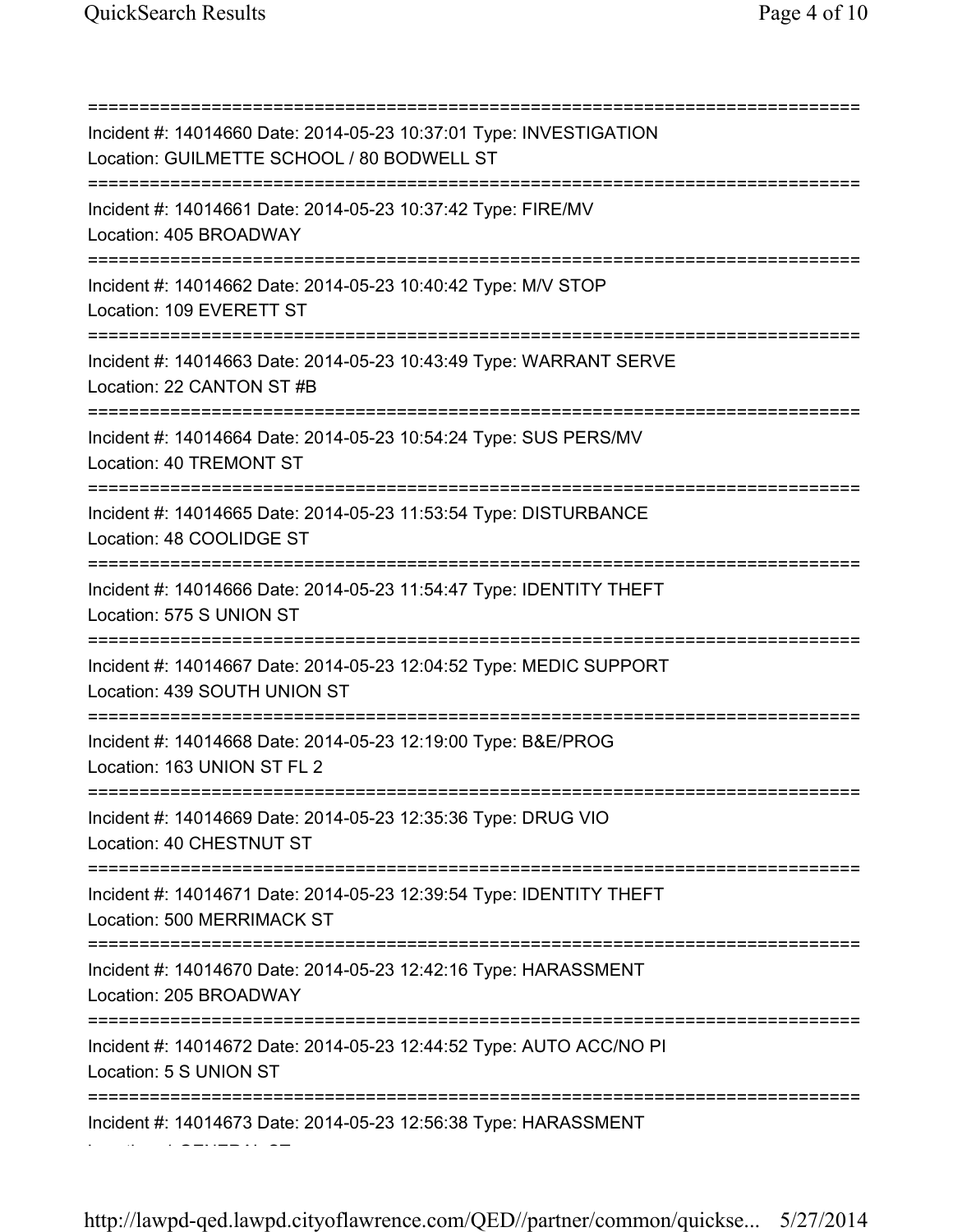===========================================================================

Incident #: 14014660 Date: 2014-05-23 10:37:01 Type: INVESTIGATION
Location: GUILMETTE SCHOOL / 80 BODWELL ST

===========================================================================

Incident #: 14014661 Date: 2014-05-23 10:37:42 Type: FIRE/MV
Location: 405 BROADWAY

===========================================================================

Incident #: 14014662 Date: 2014-05-23 10:40:42 Type: M/V STOP
Location: 109 EVERETT ST

===========================================================================

Incident #: 14014663 Date: 2014-05-23 10:43:49 Type: WARRANT SERVE
Location: 22 CANTON ST #B

===========================================================================

Incident #: 14014664 Date: 2014-05-23 10:54:24 Type: SUS PERS/MV
Location: 40 TREMONT ST

===========================================================================

Incident #: 14014665 Date: 2014-05-23 11:53:54 Type: DISTURBANCE
Location: 48 COOLIDGE ST

===========================================================================

Incident #: 14014666 Date: 2014-05-23 11:54:47 Type: IDENTITY THEFT
Location: 575 S UNION ST

===========================================================================

Incident #: 14014667 Date: 2014-05-23 12:04:52 Type: MEDIC SUPPORT
Location: 439 SOUTH UNION ST

===========================================================================

Incident #: 14014668 Date: 2014-05-23 12:19:00 Type: B&E/PROG
Location: 163 UNION ST FL 2

===========================================================================

Incident #: 14014669 Date: 2014-05-23 12:35:36 Type: DRUG VIO
Location: 40 CHESTNUT ST

===========================================================================

Incident #: 14014671 Date: 2014-05-23 12:39:54 Type: IDENTITY THEFT
Location: 500 MERRIMACK ST

===========================================================================

Incident #: 14014670 Date: 2014-05-23 12:42:16 Type: HARASSMENT
Location: 205 BROADWAY

===========================================================================

Incident #: 14014672 Date: 2014-05-23 12:44:52 Type: AUTO ACC/NO PI
Location: 5 S UNION ST

===========================================================================

Incident #: 14014673 Date: 2014-05-23 12:56:38 Type: HARASSMENT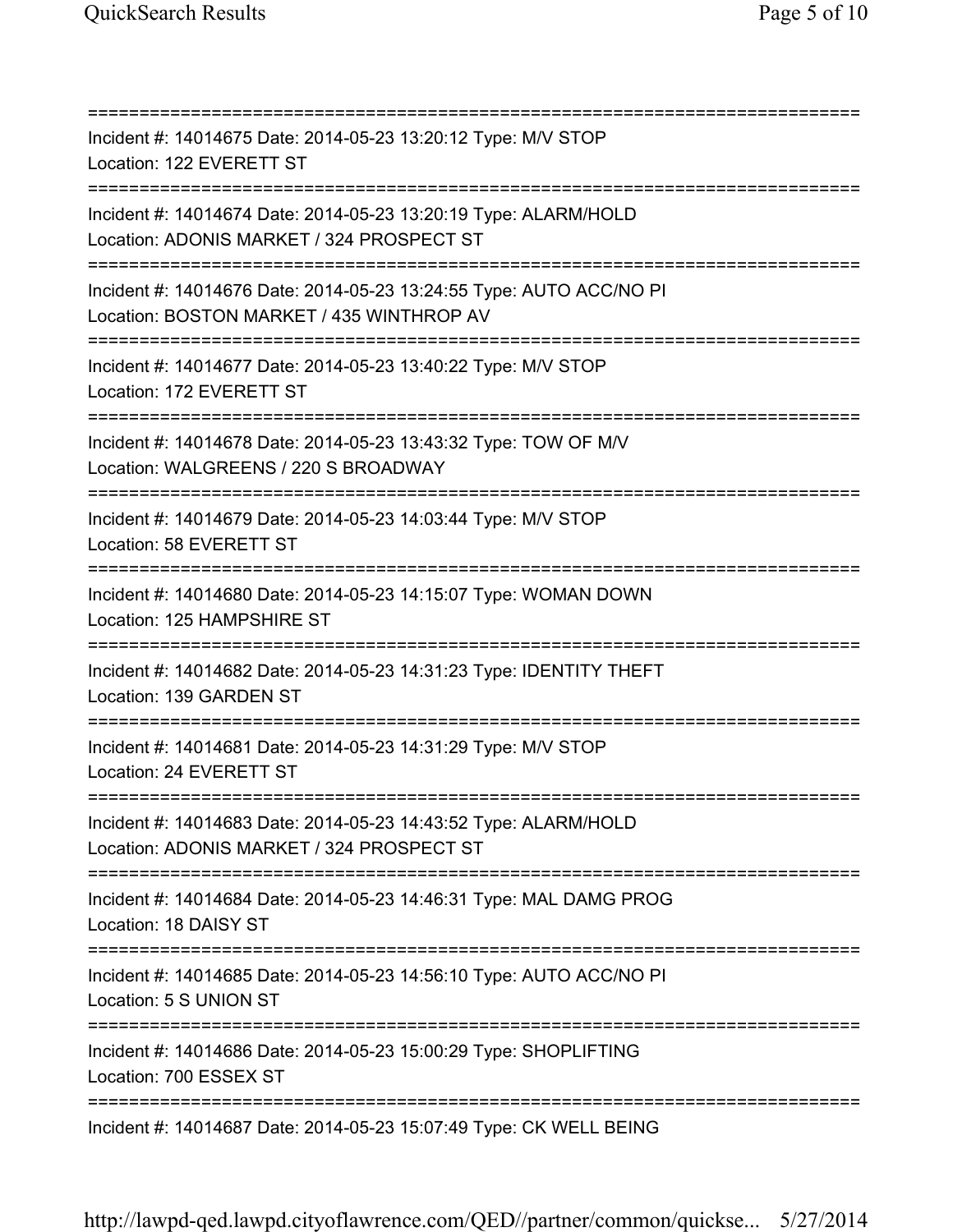===========================================================================
Incident #: 14014675 Date: 2014-05-23 13:20:12 Type: M/V STOP
Location: 122 EVERETT ST
===========================================================================
Incident #: 14014674 Date: 2014-05-23 13:20:19 Type: ALARM/HOLD
Location: ADONIS MARKET / 324 PROSPECT ST
===========================================================================
Incident #: 14014676 Date: 2014-05-23 13:24:55 Type: AUTO ACC/NO PI
Location: BOSTON MARKET / 435 WINTHROP AV
===========================================================================
Incident #: 14014677 Date: 2014-05-23 13:40:22 Type: M/V STOP
Location: 172 EVERETT ST
===========================================================================
Incident #: 14014678 Date: 2014-05-23 13:43:32 Type: TOW OF M/V
Location: WALGREENS / 220 S BROADWAY
===========================================================================
Incident #: 14014679 Date: 2014-05-23 14:03:44 Type: M/V STOP
Location: 58 EVERETT ST
===========================================================================
Incident #: 14014680 Date: 2014-05-23 14:15:07 Type: WOMAN DOWN
Location: 125 HAMPSHIRE ST
===========================================================================
Incident #: 14014682 Date: 2014-05-23 14:31:23 Type: IDENTITY THEFT
Location: 139 GARDEN ST
===========================================================================
Incident #: 14014681 Date: 2014-05-23 14:31:29 Type: M/V STOP
Location: 24 EVERETT ST
===========================================================================
Incident #: 14014683 Date: 2014-05-23 14:43:52 Type: ALARM/HOLD
Location: ADONIS MARKET / 324 PROSPECT ST
===========================================================================
Incident #: 14014684 Date: 2014-05-23 14:46:31 Type: MAL DAMG PROG
Location: 18 DAISY ST
===========================================================================
Incident #: 14014685 Date: 2014-05-23 14:56:10 Type: AUTO ACC/NO PI
Location: 5 S UNION ST
===========================================================================
Incident #: 14014686 Date: 2014-05-23 15:00:29 Type: SHOPLIFTING
Location: 700 ESSEX ST
===========================================================================
Incident #: 14014687 Date: 2014-05-23 15:07:49 Type: CK WELL BEING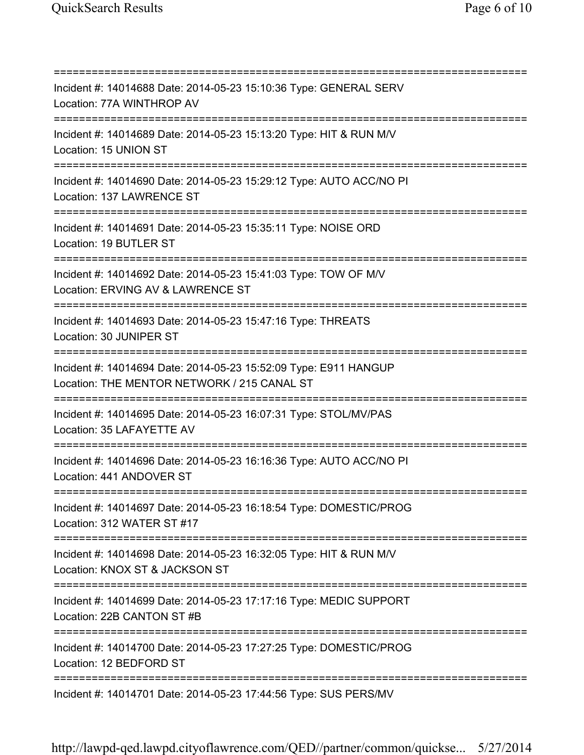===========================================================================
Incident #: 14014688 Date: 2014-05-23 15:10:36 Type: GENERAL SERV
Location: 77A WINTHROP AV
===========================================================================
Incident #: 14014689 Date: 2014-05-23 15:13:20 Type: HIT & RUN M/V
Location: 15 UNION ST
===========================================================================
Incident #: 14014690 Date: 2014-05-23 15:29:12 Type: AUTO ACC/NO PI
Location: 137 LAWRENCE ST
===========================================================================
Incident #: 14014691 Date: 2014-05-23 15:35:11 Type: NOISE ORD
Location: 19 BUTLER ST
===========================================================================
Incident #: 14014692 Date: 2014-05-23 15:41:03 Type: TOW OF M/V
Location: ERVING AV & LAWRENCE ST
===========================================================================
Incident #: 14014693 Date: 2014-05-23 15:47:16 Type: THREATS
Location: 30 JUNIPER ST
===========================================================================
Incident #: 14014694 Date: 2014-05-23 15:52:09 Type: E911 HANGUP
Location: THE MENTOR NETWORK / 215 CANAL ST
===========================================================================
Incident #: 14014695 Date: 2014-05-23 16:07:31 Type: STOL/MV/PAS
Location: 35 LAFAYETTE AV
===========================================================================
Incident #: 14014696 Date: 2014-05-23 16:16:36 Type: AUTO ACC/NO PI
Location: 441 ANDOVER ST
===========================================================================
Incident #: 14014697 Date: 2014-05-23 16:18:54 Type: DOMESTIC/PROG
Location: 312 WATER ST #17
===========================================================================
Incident #: 14014698 Date: 2014-05-23 16:32:05 Type: HIT & RUN M/V
Location: KNOX ST & JACKSON ST
===========================================================================
Incident #: 14014699 Date: 2014-05-23 17:17:16 Type: MEDIC SUPPORT
Location: 22B CANTON ST #B
===========================================================================
Incident #: 14014700 Date: 2014-05-23 17:27:25 Type: DOMESTIC/PROG
Location: 12 BEDFORD ST
===========================================================================
Incident #: 14014701 Date: 2014-05-23 17:44:56 Type: SUS PERS/MV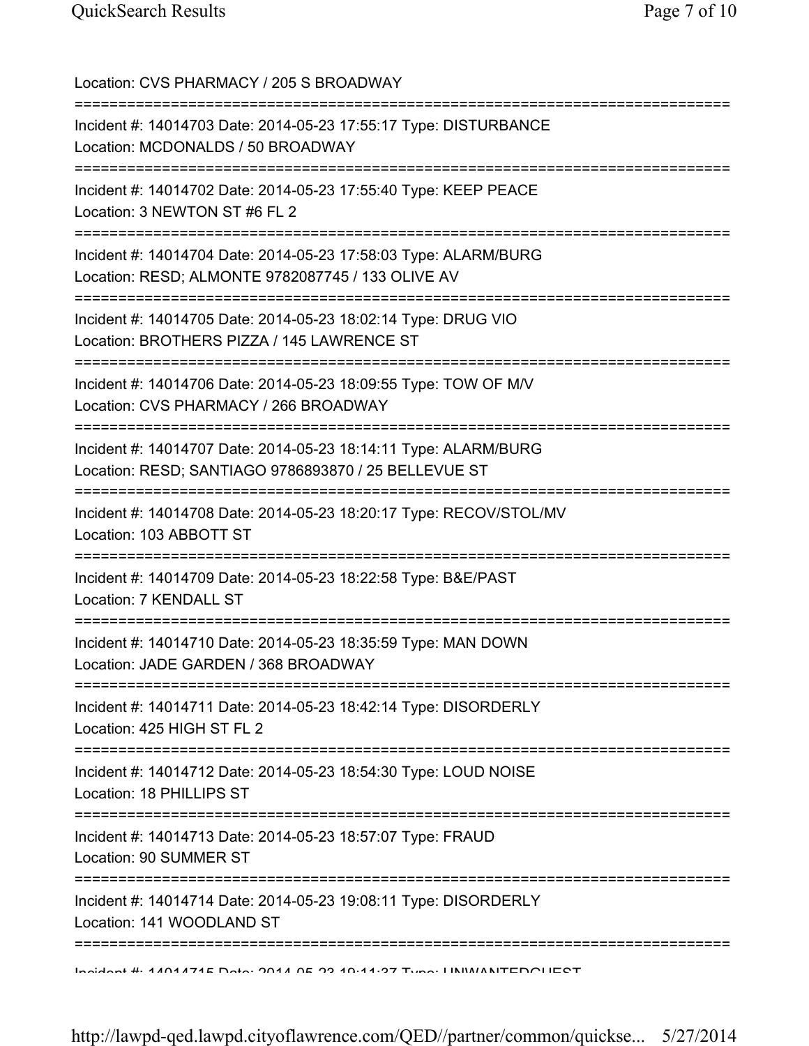Location: CVS PHARMACY / 205 S BROADWAY

===========================================================================

Incident #: 14014703 Date: 2014-05-23 17:55:17 Type: DISTURBANCE
Location: MCDONALDS / 50 BROADWAY

===========================================================================

Incident #: 14014702 Date: 2014-05-23 17:55:40 Type: KEEP PEACE
Location: 3 NEWTON ST #6 FL 2

===========================================================================

Incident #: 14014704 Date: 2014-05-23 17:58:03 Type: ALARM/BURG
Location: RESD; ALMONTE 9782087745 / 133 OLIVE AV

===========================================================================

Incident #: 14014705 Date: 2014-05-23 18:02:14 Type: DRUG VIO
Location: BROTHERS PIZZA / 145 LAWRENCE ST

===========================================================================

Incident #: 14014706 Date: 2014-05-23 18:09:55 Type: TOW OF M/V
Location: CVS PHARMACY / 266 BROADWAY

===========================================================================

Incident #: 14014707 Date: 2014-05-23 18:14:11 Type: ALARM/BURG
Location: RESD; SANTIAGO 9786893870 / 25 BELLEVUE ST

===========================================================================

Incident #: 14014708 Date: 2014-05-23 18:20:17 Type: RECOV/STOL/MV
Location: 103 ABBOTT ST

===========================================================================

Incident #: 14014709 Date: 2014-05-23 18:22:58 Type: B&E/PAST
Location: 7 KENDALL ST

===========================================================================

Incident #: 14014710 Date: 2014-05-23 18:35:59 Type: MAN DOWN
Location: JADE GARDEN / 368 BROADWAY

===========================================================================

Incident #: 14014711 Date: 2014-05-23 18:42:14 Type: DISORDERLY
Location: 425 HIGH ST FL 2

===========================================================================

Incident #: 14014712 Date: 2014-05-23 18:54:30 Type: LOUD NOISE
Location: 18 PHILLIPS ST

===========================================================================

Incident #: 14014713 Date: 2014-05-23 18:57:07 Type: FRAUD
Location: 90 SUMMER ST

===========================================================================

Incident #: 14014714 Date: 2014-05-23 19:08:11 Type: DISORDERLY
Location: 141 WOODLAND ST

===========================================================================

Incident #: 14014715 Date: 2014-05-23 19:11:37 Type: UNWANTEDGUEST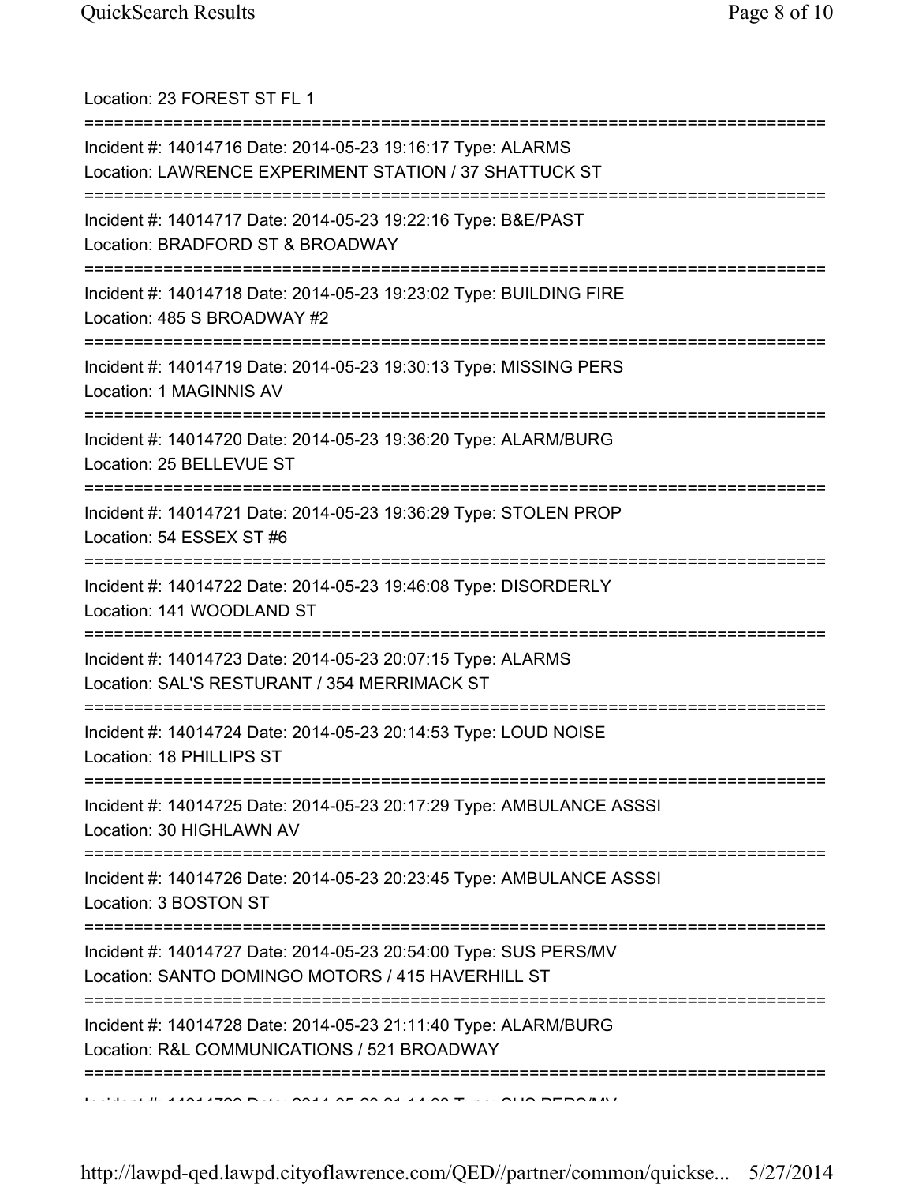Location: 23 FOREST ST FL 1

===========================================================================

Incident #: 14014716 Date: 2014-05-23 19:16:17 Type: ALARMS
Location: LAWRENCE EXPERIMENT STATION / 37 SHATTUCK ST

===========================================================================

Incident #: 14014717 Date: 2014-05-23 19:22:16 Type: B&E/PAST
Location: BRADFORD ST & BROADWAY

===========================================================================

Incident #: 14014718 Date: 2014-05-23 19:23:02 Type: BUILDING FIRE
Location: 485 S BROADWAY #2

===========================================================================

Incident #: 14014719 Date: 2014-05-23 19:30:13 Type: MISSING PERS
Location: 1 MAGINNIS AV

===========================================================================

Incident #: 14014720 Date: 2014-05-23 19:36:20 Type: ALARM/BURG
Location: 25 BELLEVUE ST

===========================================================================

Incident #: 14014721 Date: 2014-05-23 19:36:29 Type: STOLEN PROP
Location: 54 ESSEX ST #6

===========================================================================

Incident #: 14014722 Date: 2014-05-23 19:46:08 Type: DISORDERLY
Location: 141 WOODLAND ST

===========================================================================

Incident #: 14014723 Date: 2014-05-23 20:07:15 Type: ALARMS
Location: SAL'S RESTURANT / 354 MERRIMACK ST

===========================================================================

Incident #: 14014724 Date: 2014-05-23 20:14:53 Type: LOUD NOISE
Location: 18 PHILLIPS ST

===========================================================================

Incident #: 14014725 Date: 2014-05-23 20:17:29 Type: AMBULANCE ASSSI
Location: 30 HIGHLAWN AV

===========================================================================

Incident #: 14014726 Date: 2014-05-23 20:23:45 Type: AMBULANCE ASSSI
Location: 3 BOSTON ST

===========================================================================

Incident #: 14014727 Date: 2014-05-23 20:54:00 Type: SUS PERS/MV
Location: SANTO DOMINGO MOTORS / 415 HAVERHILL ST

===========================================================================

Incident #: 14014728 Date: 2014-05-23 21:11:40 Type: ALARM/BURG
Location: R&L COMMUNICATIONS / 521 BROADWAY

===========================================================================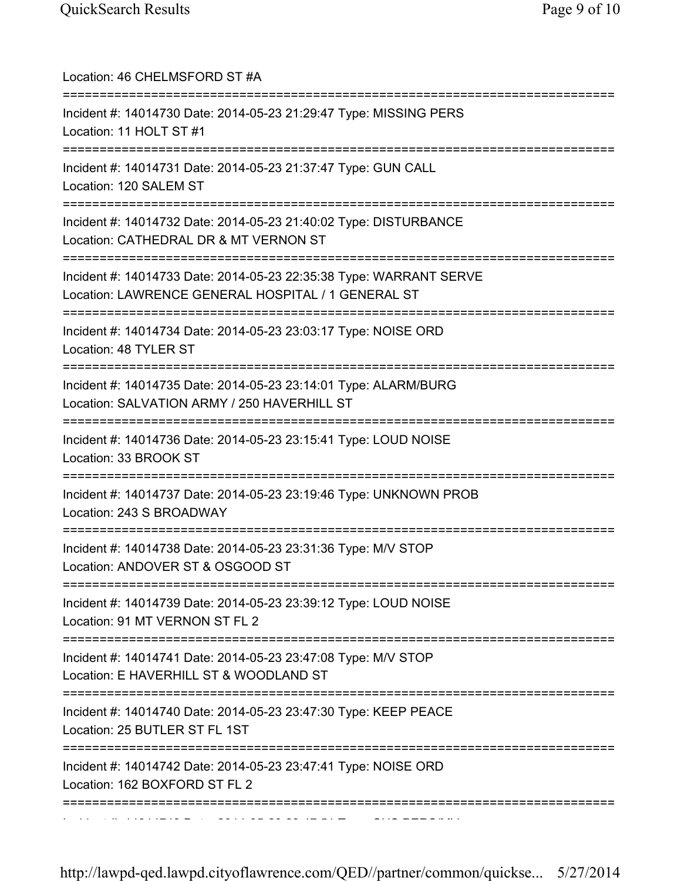Location: 46 CHELMSFORD ST #A

===========================================================================

Incident #: 14014730 Date: 2014-05-23 21:29:47 Type: MISSING PERS
Location: 11 HOLT ST #1

===========================================================================

Incident #: 14014731 Date: 2014-05-23 21:37:47 Type: GUN CALL
Location: 120 SALEM ST

===========================================================================

Incident #: 14014732 Date: 2014-05-23 21:40:02 Type: DISTURBANCE
Location: CATHEDRAL DR & MT VERNON ST

===========================================================================

Incident #: 14014733 Date: 2014-05-23 22:35:38 Type: WARRANT SERVE
Location: LAWRENCE GENERAL HOSPITAL / 1 GENERAL ST

===========================================================================

Incident #: 14014734 Date: 2014-05-23 23:03:17 Type: NOISE ORD
Location: 48 TYLER ST

===========================================================================

Incident #: 14014735 Date: 2014-05-23 23:14:01 Type: ALARM/BURG
Location: SALVATION ARMY / 250 HAVERHILL ST

===========================================================================

Incident #: 14014736 Date: 2014-05-23 23:15:41 Type: LOUD NOISE
Location: 33 BROOK ST

===========================================================================

Incident #: 14014737 Date: 2014-05-23 23:19:46 Type: UNKNOWN PROB
Location: 243 S BROADWAY

===========================================================================

Incident #: 14014738 Date: 2014-05-23 23:31:36 Type: M/V STOP
Location: ANDOVER ST & OSGOOD ST

===========================================================================

Incident #: 14014739 Date: 2014-05-23 23:39:12 Type: LOUD NOISE
Location: 91 MT VERNON ST FL 2

===========================================================================

Incident #: 14014741 Date: 2014-05-23 23:47:08 Type: M/V STOP
Location: E HAVERHILL ST & WOODLAND ST

===========================================================================

Incident #: 14014740 Date: 2014-05-23 23:47:30 Type: KEEP PEACE
Location: 25 BUTLER ST FL 1ST

===========================================================================

Incident #: 14014742 Date: 2014-05-23 23:47:41 Type: NOISE ORD
Location: 162 BOXFORD ST FL 2

===========================================================================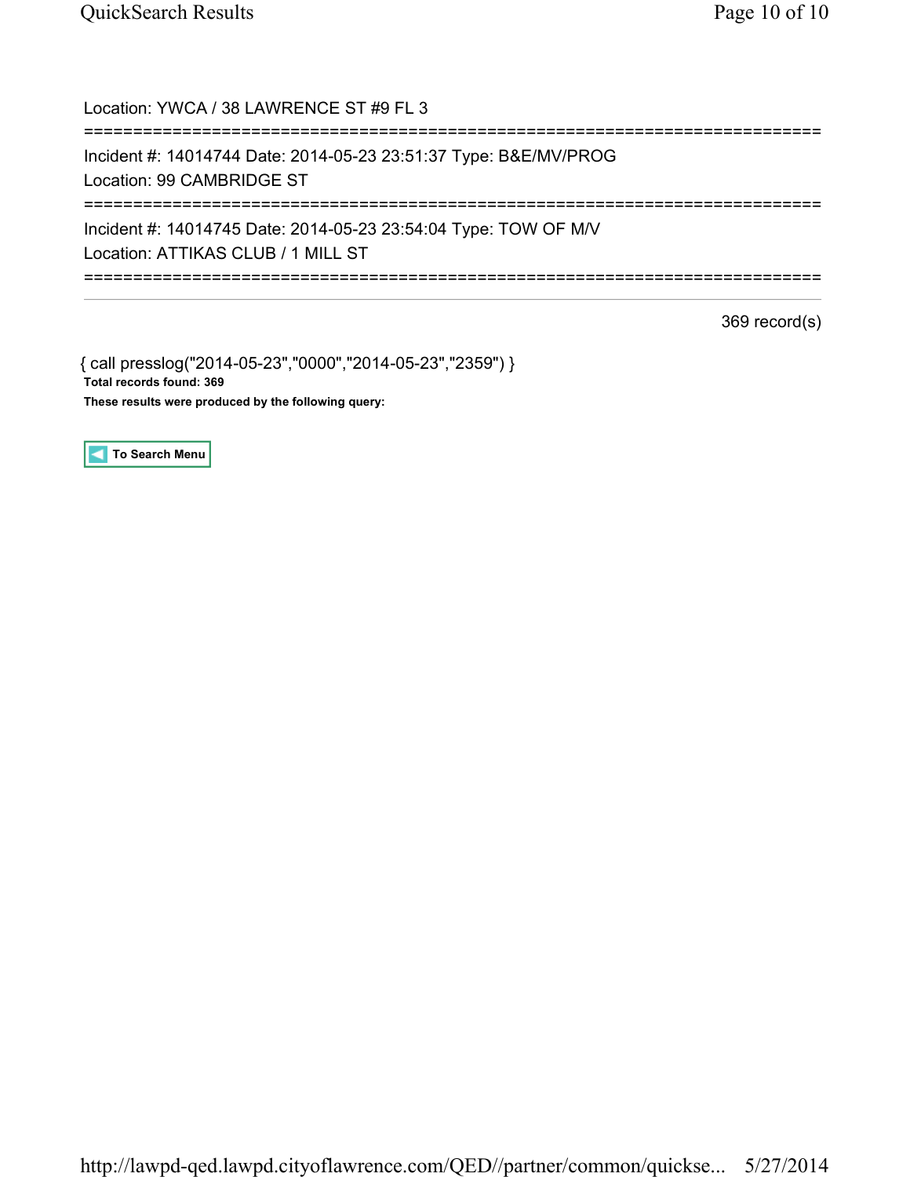Location: YWCA / 38 LAWRENCE ST #9 FL 3

===========================================================================

Incident #: 14014744 Date: 2014-05-23 23:51:37 Type: B&E/MV/PROG

Location: 99 CAMBRIDGE ST

===========================================================================

Incident #: 14014745 Date: 2014-05-23 23:54:04 Type: TOW OF M/V

Location: ATTIKAS CLUB / 1 MILL ST

===========================================================================

369 record(s)

{ call presslog("2014-05-23","0000","2014-05-23","2359") }

**Total records found: 369**

**These results were produced by the following query:**

**To Search Menu**